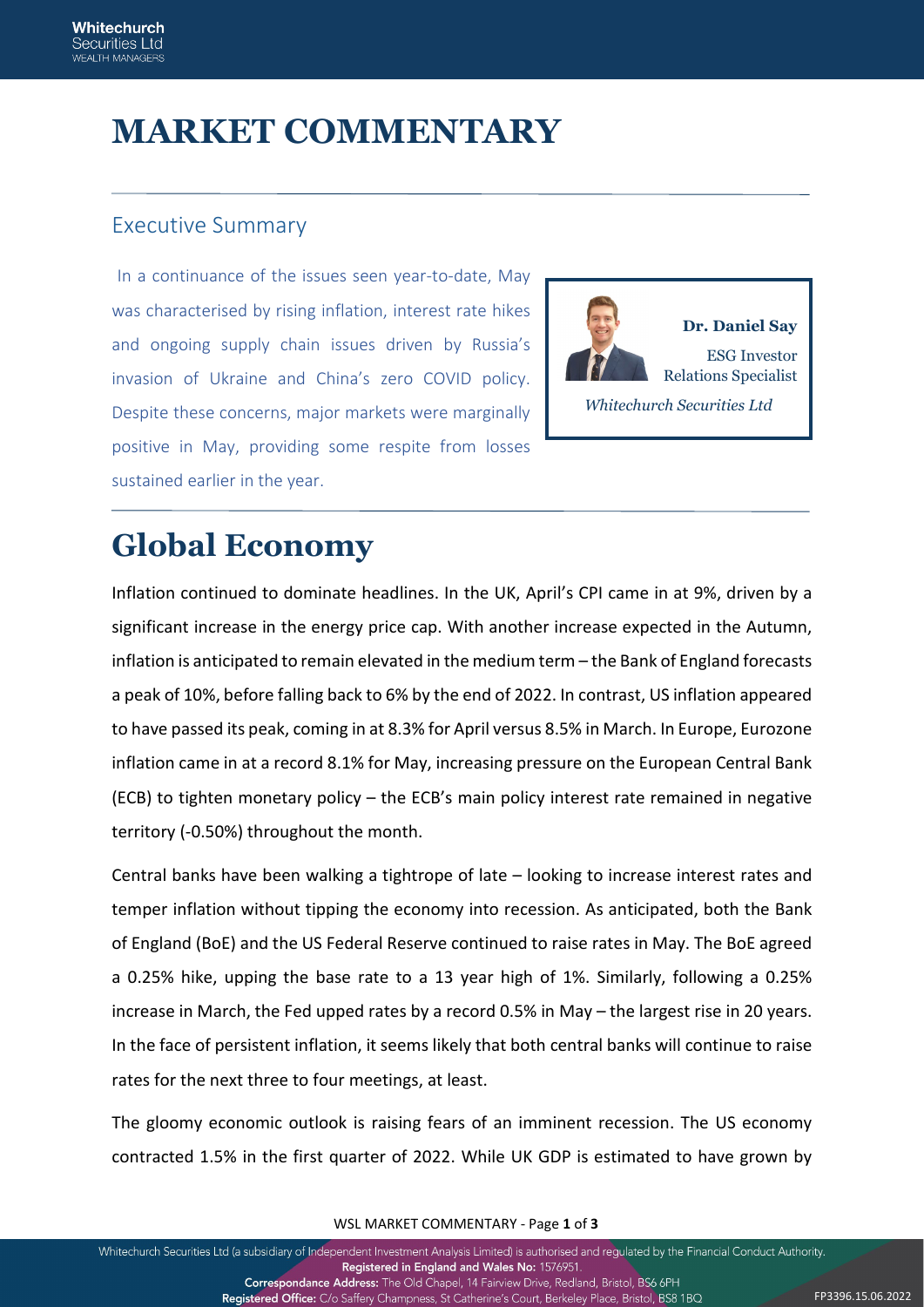# MARKET COMMENTARY

## Executive Summary

In a continuance of the issues seen year-to-date, May was characterised by rising inflation, interest rate hikes and ongoing supply chain issues driven by Russia's invasion of Ukraine and China's zero COVID policy. Despite these concerns, major markets were marginally positive in May, providing some respite from losses sustained earlier in the year.

**Dr. Daniel Say**
ESG Investor Relations Specialist
*Whitechurch Securities Ltd*

# Global Economy

Inflation continued to dominate headlines. In the UK, April's CPI came in at 9%, driven by a significant increase in the energy price cap. With another increase expected in the Autumn, inflation is anticipated to remain elevated in the medium term – the Bank of England forecasts a peak of 10%, before falling back to 6% by the end of 2022. In contrast, US inflation appeared to have passed its peak, coming in at 8.3% for April versus 8.5% in March. In Europe, Eurozone inflation came in at a record 8.1% for May, increasing pressure on the European Central Bank (ECB) to tighten monetary policy – the ECB's main policy interest rate remained in negative territory (-0.50%) throughout the month.

Central banks have been walking a tightrope of late – looking to increase interest rates and temper inflation without tipping the economy into recession. As anticipated, both the Bank of England (BoE) and the US Federal Reserve continued to raise rates in May. The BoE agreed a 0.25% hike, upping the base rate to a 13 year high of 1%. Similarly, following a 0.25% increase in March, the Fed upped rates by a record 0.5% in May – the largest rise in 20 years. In the face of persistent inflation, it seems likely that both central banks will continue to raise rates for the next three to four meetings, at least.

The gloomy economic outlook is raising fears of an imminent recession. The US economy contracted 1.5% in the first quarter of 2022. While UK GDP is estimated to have grown by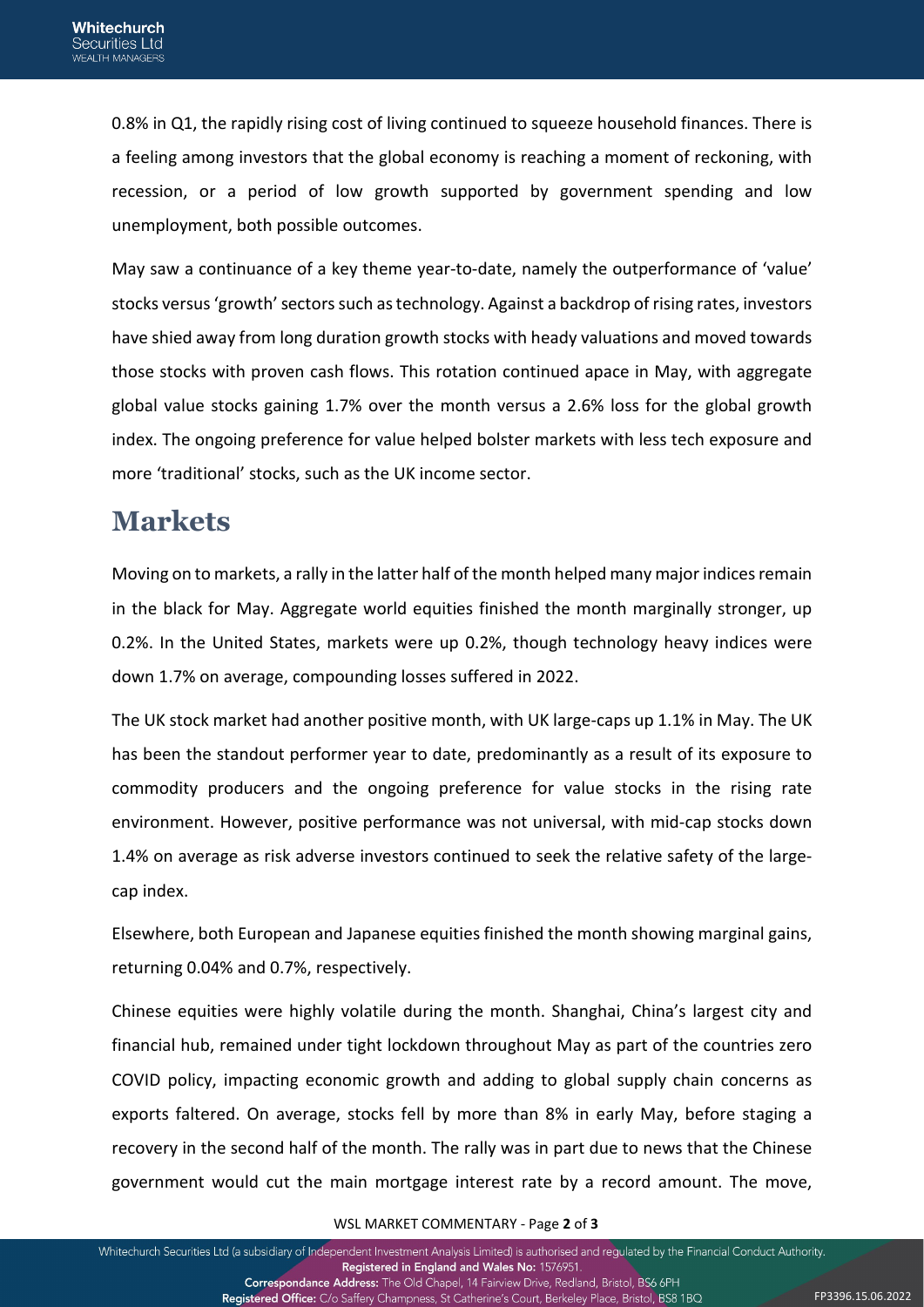0.8% in Q1, the rapidly rising cost of living continued to squeeze household finances. There is a feeling among investors that the global economy is reaching a moment of reckoning, with recession, or a period of low growth supported by government spending and low unemployment, both possible outcomes.

May saw a continuance of a key theme year-to-date, namely the outperformance of 'value' stocks versus 'growth' sectors such as technology. Against a backdrop of rising rates, investors have shied away from long duration growth stocks with heady valuations and moved towards those stocks with proven cash flows. This rotation continued apace in May, with aggregate global value stocks gaining 1.7% over the month versus a 2.6% loss for the global growth index. The ongoing preference for value helped bolster markets with less tech exposure and more 'traditional' stocks, such as the UK income sector.

# Markets

Moving on to markets, a rally in the latter half of the month helped many major indices remain in the black for May. Aggregate world equities finished the month marginally stronger, up 0.2%. In the United States, markets were up 0.2%, though technology heavy indices were down 1.7% on average, compounding losses suffered in 2022.

The UK stock market had another positive month, with UK large-caps up 1.1% in May. The UK has been the standout performer year to date, predominantly as a result of its exposure to commodity producers and the ongoing preference for value stocks in the rising rate environment. However, positive performance was not universal, with mid-cap stocks down 1.4% on average as risk adverse investors continued to seek the relative safety of the large-cap index.

Elsewhere, both European and Japanese equities finished the month showing marginal gains, returning 0.04% and 0.7%, respectively.

Chinese equities were highly volatile during the month. Shanghai, China's largest city and financial hub, remained under tight lockdown throughout May as part of the countries zero COVID policy, impacting economic growth and adding to global supply chain concerns as exports faltered. On average, stocks fell by more than 8% in early May, before staging a recovery in the second half of the month. The rally was in part due to news that the Chinese government would cut the main mortgage interest rate by a record amount. The move,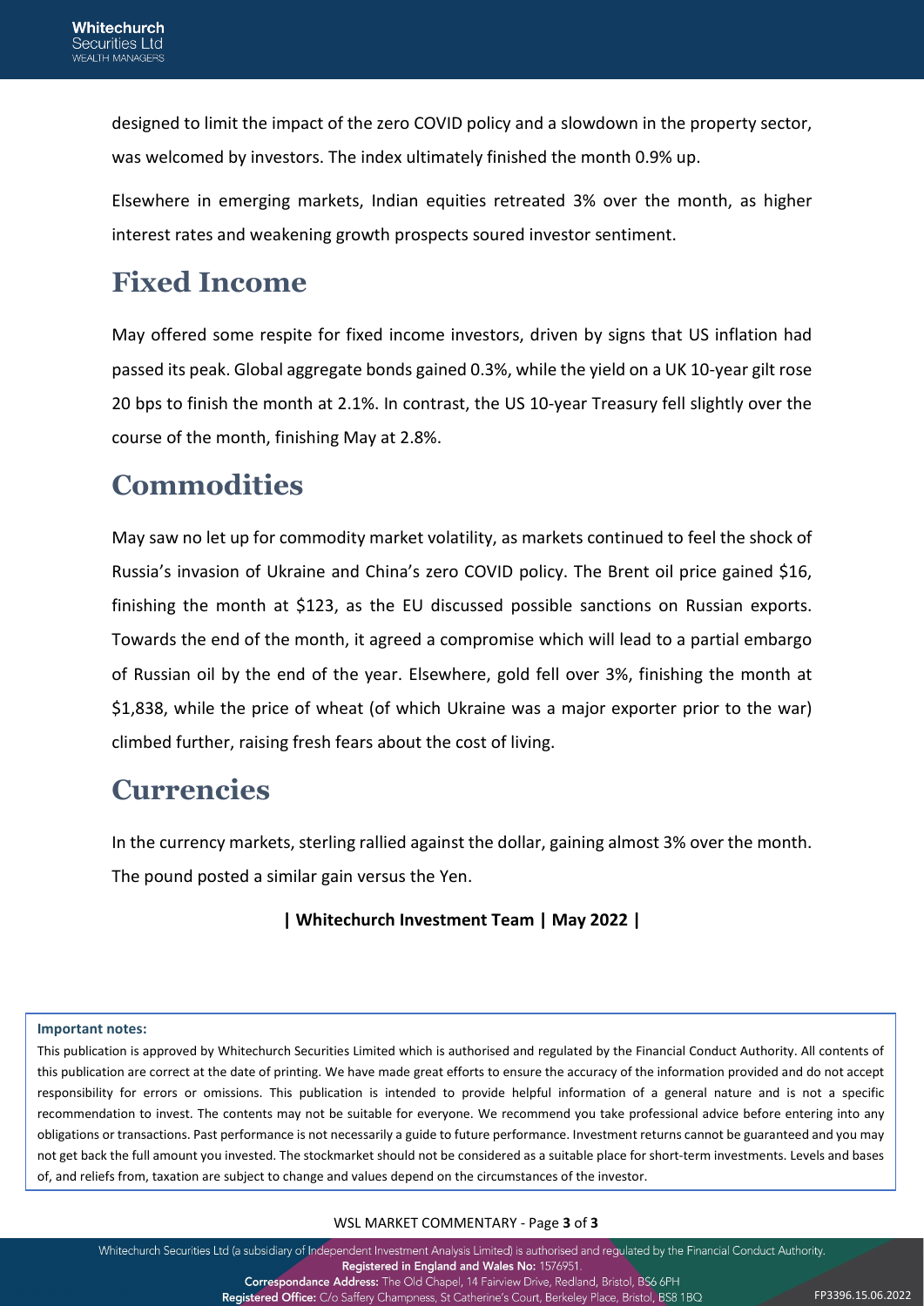designed to limit the impact of the zero COVID policy and a slowdown in the property sector, was welcomed by investors. The index ultimately finished the month 0.9% up.

Elsewhere in emerging markets, Indian equities retreated 3% over the month, as higher interest rates and weakening growth prospects soured investor sentiment.

# Fixed Income

May offered some respite for fixed income investors, driven by signs that US inflation had passed its peak. Global aggregate bonds gained 0.3%, while the yield on a UK 10-year gilt rose 20 bps to finish the month at 2.1%. In contrast, the US 10-year Treasury fell slightly over the course of the month, finishing May at 2.8%.

# Commodities

May saw no let up for commodity market volatility, as markets continued to feel the shock of Russia's invasion of Ukraine and China's zero COVID policy. The Brent oil price gained $16, finishing the month at $123, as the EU discussed possible sanctions on Russian exports. Towards the end of the month, it agreed a compromise which will lead to a partial embargo of Russian oil by the end of the year. Elsewhere, gold fell over 3%, finishing the month at $1,838, while the price of wheat (of which Ukraine was a major exporter prior to the war) climbed further, raising fresh fears about the cost of living.

# Currencies

In the currency markets, sterling rallied against the dollar, gaining almost 3% over the month. The pound posted a similar gain versus the Yen.

**| Whitechurch Investment Team | May 2022 |**

**Important notes:**

This publication is approved by Whitechurch Securities Limited which is authorised and regulated by the Financial Conduct Authority. All contents of this publication are correct at the date of printing. We have made great efforts to ensure the accuracy of the information provided and do not accept responsibility for errors or omissions. This publication is intended to provide helpful information of a general nature and is not a specific recommendation to invest. The contents may not be suitable for everyone. We recommend you take professional advice before entering into any obligations or transactions. Past performance is not necessarily a guide to future performance. Investment returns cannot be guaranteed and you may not get back the full amount you invested. The stockmarket should not be considered as a suitable place for short-term investments. Levels and bases of, and reliefs from, taxation are subject to change and values depend on the circumstances of the investor.

Whitechurch Securities Ltd (a subsidiary of Independent Investment Analysis Limited) is authorised and regulated by the Financial Conduct Authority.
**Registered in England and Wales No:** 1576951.
**Correspondance Address:** The Old Chapel, 14 Fairview Drive, Redland, Bristol, BS6 6PH
**Registered Office:** C/o Saffery Champness, St Catherine's Court, Berkeley Place, Bristol, BS8 1BQ

FP3396.15.06.2022